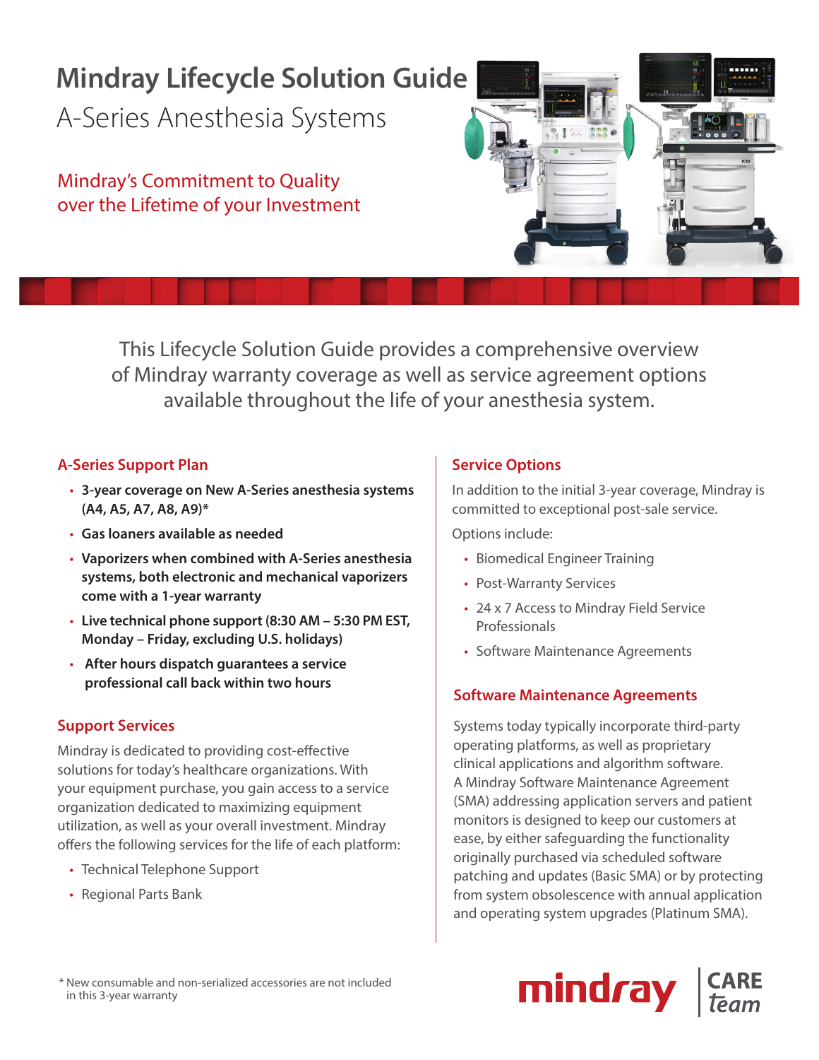# Mindray Lifecycle Solution Guide

## A-Series Anesthesia Systems

Mindray's Commitment to Quality over the Lifetime of your Investment

This Lifecycle Solution Guide provides a comprehensive overview of Mindray warranty coverage as well as service agreement options available throughout the life of your anesthesia system.

### A-Series Support Plan

- **3-year coverage on New A-Series anesthesia systems (A4, A5, A7, A8, A9)***
- **Gas loaners available as needed**
- **Vaporizers when combined with A-Series anesthesia systems, both electronic and mechanical vaporizers come with a 1-year warranty**
- **Live technical phone support (8:30 AM – 5:30 PM EST, Monday – Friday, excluding U.S. holidays)**
- **After hours dispatch guarantees a service professional call back within two hours**

### Support Services

Mindray is dedicated to providing cost-effective solutions for today's healthcare organizations. With your equipment purchase, you gain access to a service organization dedicated to maximizing equipment utilization, as well as your overall investment. Mindray offers the following services for the life of each platform:

- Technical Telephone Support
- Regional Parts Bank

### Service Options

In addition to the initial 3-year coverage, Mindray is committed to exceptional post-sale service.

Options include:

- Biomedical Engineer Training
- Post-Warranty Services
- 24 x 7 Access to Mindray Field Service Professionals
- Software Maintenance Agreements

### Software Maintenance Agreements

Systems today typically incorporate third-party operating platforms, as well as proprietary clinical applications and algorithm software. A Mindray Software Maintenance Agreement (SMA) addressing application servers and patient monitors is designed to keep our customers at ease, by either safeguarding the functionality originally purchased via scheduled software patching and updates (Basic SMA) or by protecting from system obsolescence with annual application and operating system upgrades (Platinum SMA).

\* New consumable and non-serialized accessories are not included in this 3-year warranty

mindray CARE team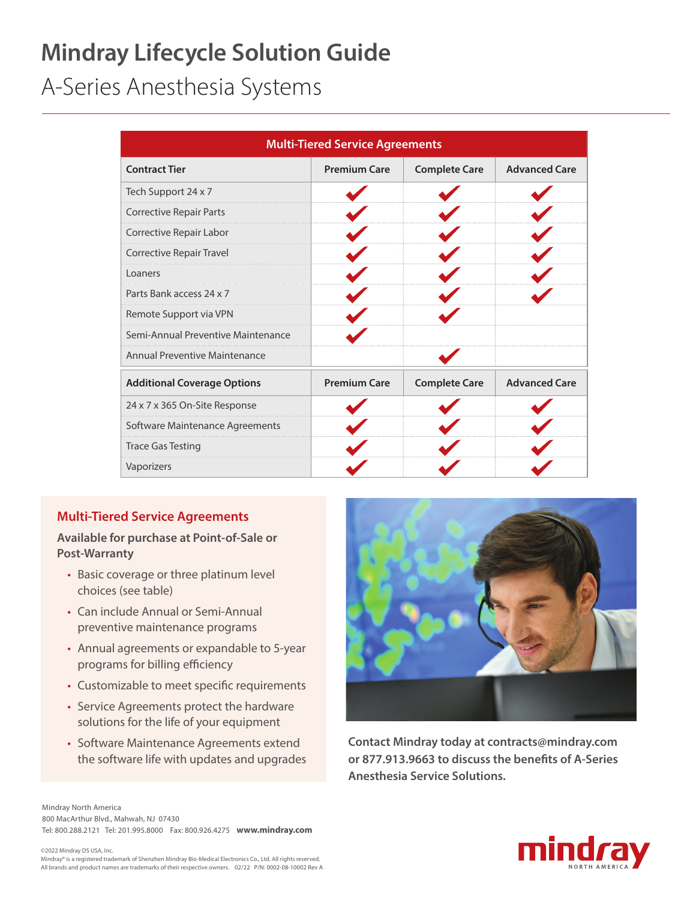# Mindray Lifecycle Solution Guide

## A-Series Anesthesia Systems

| Multi-Tiered Service Agreements | | | |
|---|---|---|---|
| **Contract Tier** | **Premium Care** | **Complete Care** | **Advanced Care** |
| Tech Support 24 x 7 | ✔ | ✔ | ✔ |
| Corrective Repair Parts | ✔ | ✔ | ✔ |
| Corrective Repair Labor | ✔ | ✔ | ✔ |
| Corrective Repair Travel | ✔ | ✔ | ✔ |
| Loaners | ✔ | ✔ | ✔ |
| Parts Bank access 24 x 7 | ✔ | ✔ | ✔ |
| Remote Support via VPN | ✔ | ✔ | |
| Semi-Annual Preventive Maintenance | ✔ | | |
| Annual Preventive Maintenance | | ✔ | |
| **Additional Coverage Options** | **Premium Care** | **Complete Care** | **Advanced Care** |
| 24 x 7 x 365 On-Site Response | ✔ | ✔ | ✔ |
| Software Maintenance Agreements | ✔ | ✔ | ✔ |
| Trace Gas Testing | ✔ | ✔ | ✔ |
| Vaporizers | ✔ | ✔ | ✔ |

### Multi-Tiered Service Agreements

**Available for purchase at Point-of-Sale or Post-Warranty**

- Basic coverage or three platinum level choices (see table)
- Can include Annual or Semi-Annual preventive maintenance programs
- Annual agreements or expandable to 5-year programs for billing efficiency
- Customizable to meet specific requirements
- Service Agreements protect the hardware solutions for the life of your equipment
- Software Maintenance Agreements extend the software life with updates and upgrades

**Contact Mindray today at contracts@mindray.com or 877.913.9663 to discuss the benefits of A-Series Anesthesia Service Solutions.**

Mindray North America
800 MacArthur Blvd., Mahwah, NJ 07430
Tel: 800.288.2121 Tel: 201.995.8000 Fax: 800.926.4275 **www.mindray.com**

©2022 Mindray DS USA, Inc.
Mindray® is a registered trademark of Shenzhen Mindray Bio-Medical Electronics Co., Ltd. All rights reserved.
All brands and product names are trademarks of their respective owners. 02/22 P/N: 0002-08-10002 Rev A

mindray NORTH AMERICA